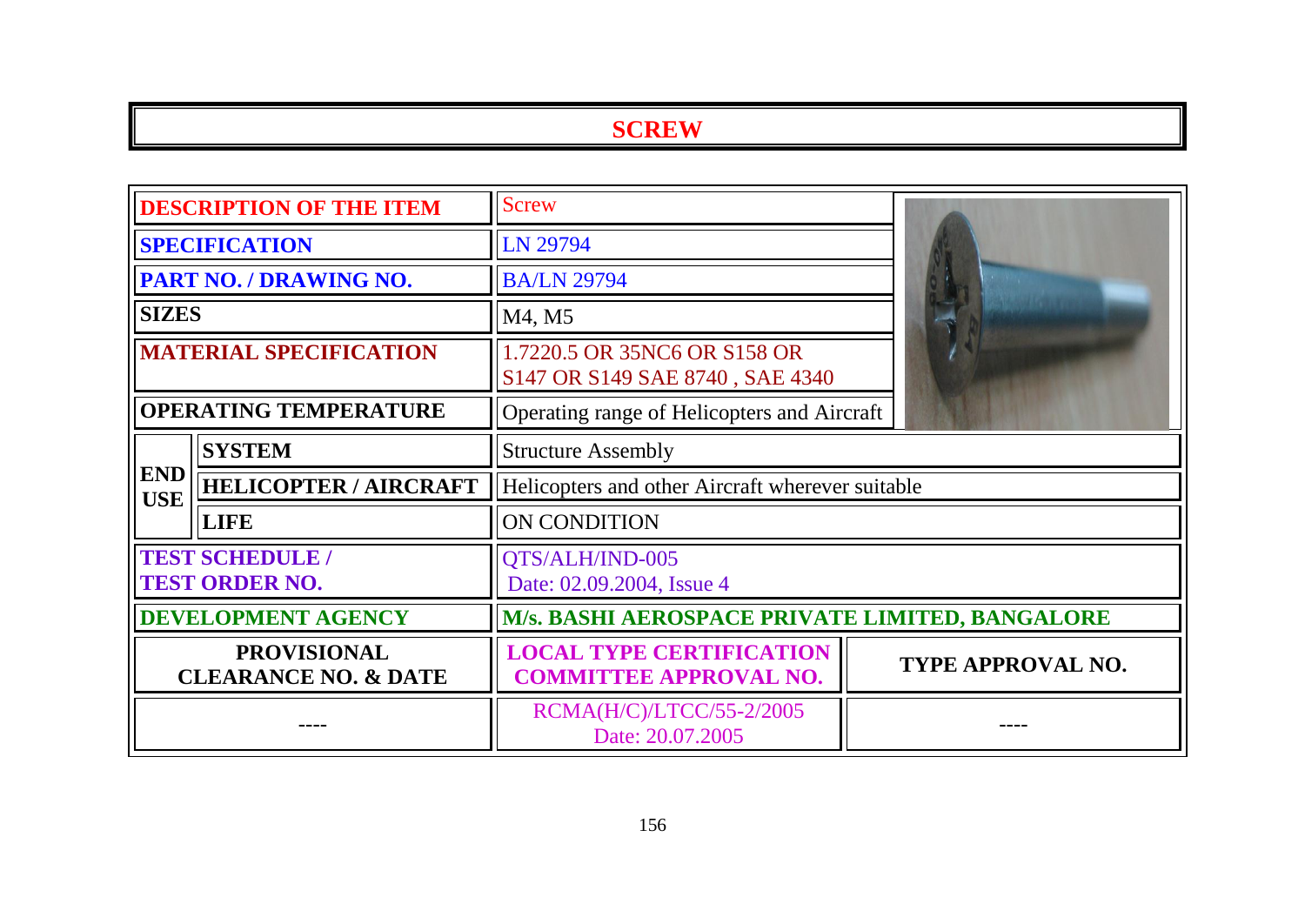# SCREW

| DESCRIPTION OF THE ITEM | | Screw | |
|---|---|---|---|
| SPECIFICATION | | LN 29794 | |
| PART NO. / DRAWING NO. | | BA/LN 29794 | |
| SIZES | | M4, M5 | |
| MATERIAL SPECIFICATION | | 1.7220.5 OR 35NC6 OR S158 OR S147 OR S149 SAE 8740 , SAE 4340 | |
| OPERATING TEMPERATURE | | Operating range of Helicopters and Aircraft | |
| END USE | SYSTEM | Structure Assembly | |
| | HELICOPTER / AIRCRAFT | Helicopters and other Aircraft wherever suitable | |
| | LIFE | ON CONDITION | |
| TEST SCHEDULE / TEST ORDER NO. | | QTS/ALH/IND-005 Date: 02.09.2004, Issue 4 | |
| DEVELOPMENT AGENCY | | M/s. BASHI AEROSPACE PRIVATE LIMITED, BANGALORE | |
| PROVISIONAL CLEARANCE NO. & DATE | | LOCAL TYPE CERTIFICATION COMMITTEE APPROVAL NO. | TYPE APPROVAL NO. |
| ---- | | RCMA(H/C)/LTCC/55-2/2005 Date: 20.07.2005 | ---- |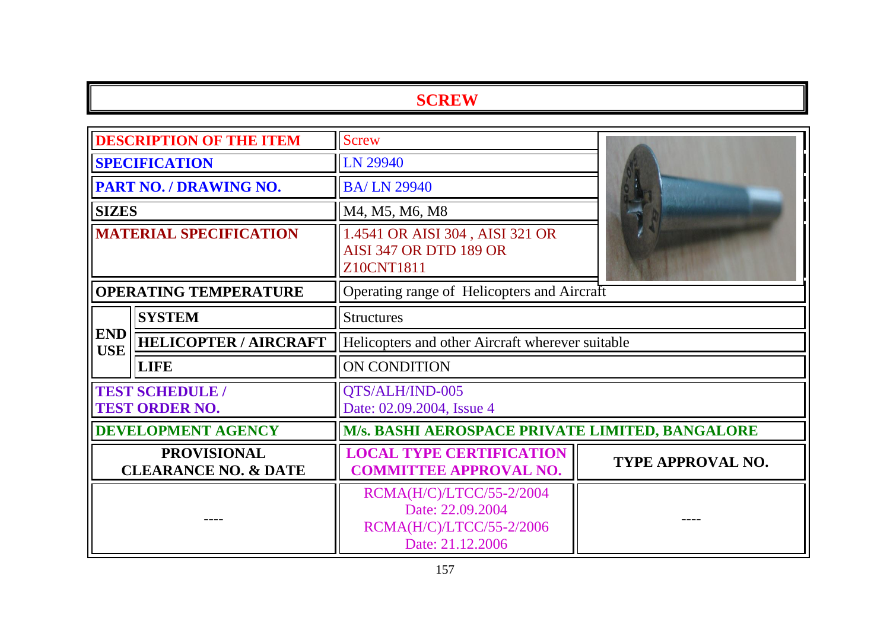# SCREW

| | | |
|---|---|---|
| **DESCRIPTION OF THE ITEM** | Screw | |
| **SPECIFICATION** | LN 29940 | |
| **PART NO. / DRAWING NO.** | BA/ LN 29940 | |
| **SIZES** | M4, M5, M6, M8 | |
| **MATERIAL SPECIFICATION** | 1.4541 OR AISI 304 , AISI 321 OR AISI 347 OR DTD 189 OR Z10CNT1811 | |
| **OPERATING TEMPERATURE** | Operating range of Helicopters and Aircraft | |
| **END USE** – **SYSTEM** | Structures | |
| **END USE** – **HELICOPTER / AIRCRAFT** | Helicopters and other Aircraft wherever suitable | |
| **END USE** – **LIFE** | ON CONDITION | |
| **TEST SCHEDULE / TEST ORDER NO.** | QTS/ALH/IND-005 Date: 02.09.2004, Issue 4 | |
| **DEVELOPMENT AGENCY** | **M/s. BASHI AEROSPACE PRIVATE LIMITED, BANGALORE** | |
| **PROVISIONAL CLEARANCE NO. & DATE** | **LOCAL TYPE CERTIFICATION COMMITTEE APPROVAL NO.** | **TYPE APPROVAL NO.** |
| ---- | RCMA(H/C)/LTCC/55-2/2004 Date: 22.09.2004 RCMA(H/C)/LTCC/55-2/2006 Date: 21.12.2006 | ---- |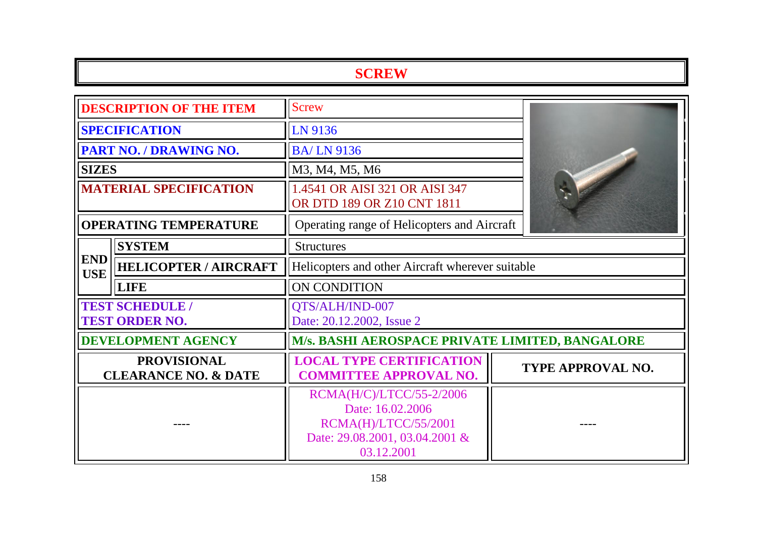# SCREW

| | | |
|---|---|---|
| **DESCRIPTION OF THE ITEM** | | Screw |
| **SPECIFICATION** | | LN 9136 |
| **PART NO. / DRAWING NO.** | | BA/ LN 9136 |
| **SIZES** | | M3, M4, M5, M6 |
| **MATERIAL SPECIFICATION** | | 1.4541 OR AISI 321 OR AISI 347 OR DTD 189 OR Z10 CNT 1811 |
| **OPERATING TEMPERATURE** | | Operating range of Helicopters and Aircraft |
| **END USE** | **SYSTEM** | Structures |
| | **HELICOPTER / AIRCRAFT** | Helicopters and other Aircraft wherever suitable |
| | **LIFE** | ON CONDITION |
| **TEST SCHEDULE / TEST ORDER NO.** | | QTS/ALH/IND-007<br>Date: 20.12.2002, Issue 2 |
| **DEVELOPMENT AGENCY** | | **M/s. BASHI AEROSPACE PRIVATE LIMITED, BANGALORE** |

| **PROVISIONAL CLEARANCE NO. & DATE** | **LOCAL TYPE CERTIFICATION COMMITTEE APPROVAL NO.** | **TYPE APPROVAL NO.** |
|---|---|---|
| ---- | RCMA(H/C)/LTCC/55-2/2006<br>Date: 16.02.2006<br>RCMA(H)/LTCC/55/2001<br>Date: 29.08.2001, 03.04.2001 & 03.12.2001 | ---- |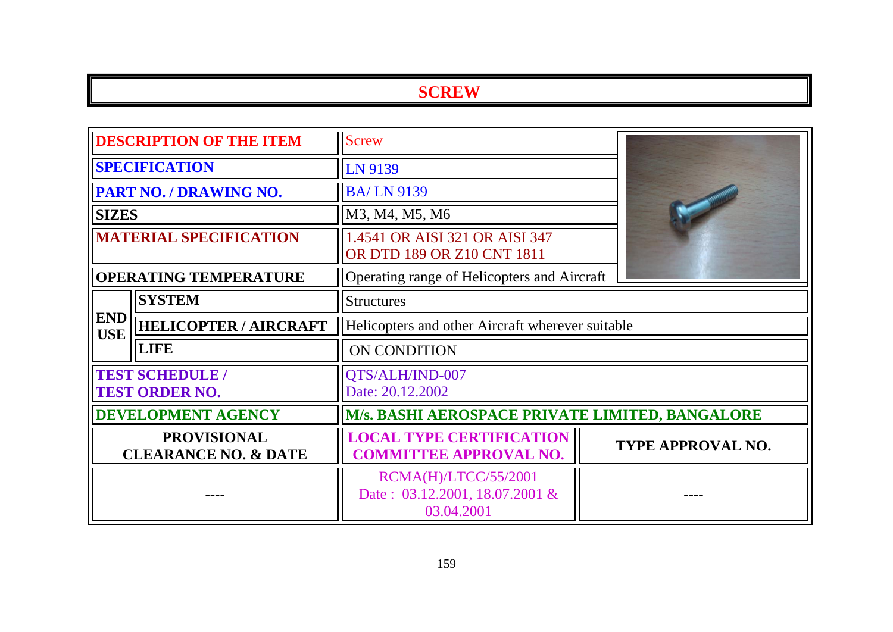# SCREW

| DESCRIPTION OF THE ITEM | | Screw | |
|---|---|---|---|
| SPECIFICATION | | LN 9139 | |
| PART NO. / DRAWING NO. | | BA/ LN 9139 | |
| SIZES | | M3, M4, M5, M6 | |
| MATERIAL SPECIFICATION | | 1.4541 OR AISI 321 OR AISI 347 OR DTD 189 OR Z10 CNT 1811 | |
| OPERATING TEMPERATURE | | Operating range of Helicopters and Aircraft | |
| END USE | SYSTEM | Structures | |
| | HELICOPTER / AIRCRAFT | Helicopters and other Aircraft wherever suitable | |
| | LIFE | ON CONDITION | |
| TEST SCHEDULE / TEST ORDER NO. | | QTS/ALH/IND-007 Date: 20.12.2002 | |
| DEVELOPMENT AGENCY | | M/s. BASHI AEROSPACE PRIVATE LIMITED, BANGALORE | |
| PROVISIONAL CLEARANCE NO. & DATE | | LOCAL TYPE CERTIFICATION COMMITTEE APPROVAL NO. | TYPE APPROVAL NO. |
| ---- | | RCMA(H)/LTCC/55/2001 Date : 03.12.2001, 18.07.2001 & 03.04.2001 | ---- |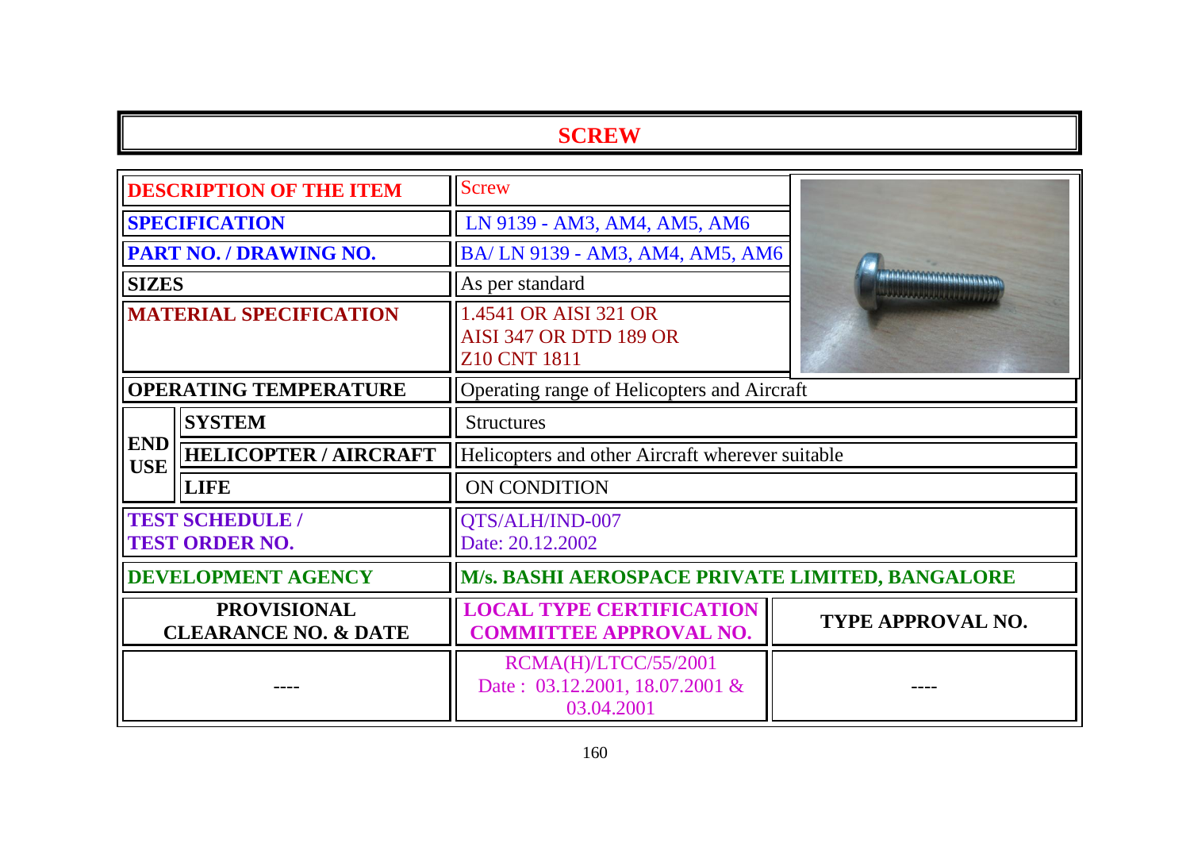# SCREW

| | | | |
|---|---|---|---|
| **DESCRIPTION OF THE ITEM** | | Screw | |
| **SPECIFICATION** | | LN 9139 - AM3, AM4, AM5, AM6 | |
| **PART NO. / DRAWING NO.** | | BA/ LN 9139 - AM3, AM4, AM5, AM6 | |
| **SIZES** | | As per standard | |
| **MATERIAL SPECIFICATION** | | 1.4541 OR AISI 321 OR AISI 347 OR DTD 189 OR Z10 CNT 1811 | |
| **OPERATING TEMPERATURE** | | Operating range of Helicopters and Aircraft | |
| **END USE** | **SYSTEM** | Structures | |
| | **HELICOPTER / AIRCRAFT** | Helicopters and other Aircraft wherever suitable | |
| | **LIFE** | ON CONDITION | |
| **TEST SCHEDULE / TEST ORDER NO.** | | QTS/ALH/IND-007<br>Date: 20.12.2002 | |
| **DEVELOPMENT AGENCY** | | **M/s. BASHI AEROSPACE PRIVATE LIMITED, BANGALORE** | |
| **PROVISIONAL CLEARANCE NO. & DATE** | | **LOCAL TYPE CERTIFICATION COMMITTEE APPROVAL NO.** | **TYPE APPROVAL NO.** |
| ---- | | RCMA(H)/LTCC/55/2001<br>Date : 03.12.2001, 18.07.2001 & 03.04.2001 | ---- |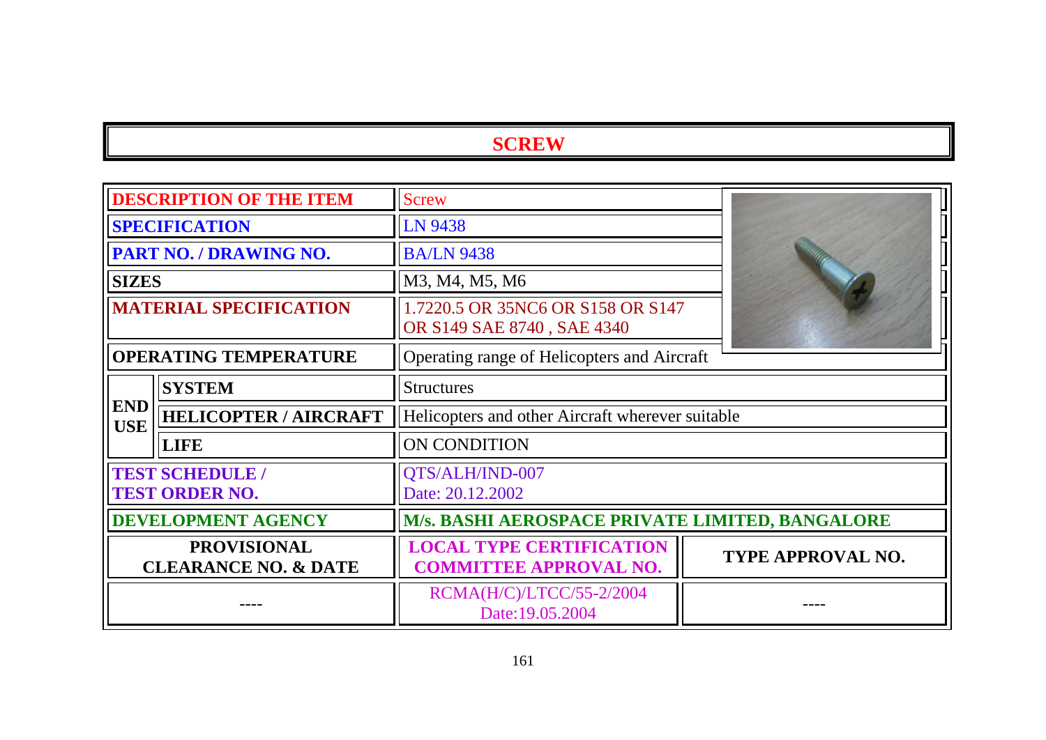# SCREW

| | | | |
|---|---|---|---|
| **DESCRIPTION OF THE ITEM** | | Screw | |
| **SPECIFICATION** | | LN 9438 | |
| **PART NO. / DRAWING NO.** | | BA/LN 9438 | |
| **SIZES** | | M3, M4, M5, M6 | |
| **MATERIAL SPECIFICATION** | | 1.7220.5 OR 35NC6 OR S158 OR S147 OR S149 SAE 8740 , SAE 4340 | |
| **OPERATING TEMPERATURE** | | Operating range of Helicopters and Aircraft | |
| **END USE** | **SYSTEM** | Structures | |
| | **HELICOPTER / AIRCRAFT** | Helicopters and other Aircraft wherever suitable | |
| | **LIFE** | ON CONDITION | |
| **TEST SCHEDULE / TEST ORDER NO.** | | QTS/ALH/IND-007 Date: 20.12.2002 | |
| **DEVELOPMENT AGENCY** | | **M/s. BASHI AEROSPACE PRIVATE LIMITED, BANGALORE** | |
| **PROVISIONAL CLEARANCE NO. & DATE** | | **LOCAL TYPE CERTIFICATION COMMITTEE APPROVAL NO.** | **TYPE APPROVAL NO.** |
| ---- | | RCMA(H/C)/LTCC/55-2/2004 Date:19.05.2004 | ---- |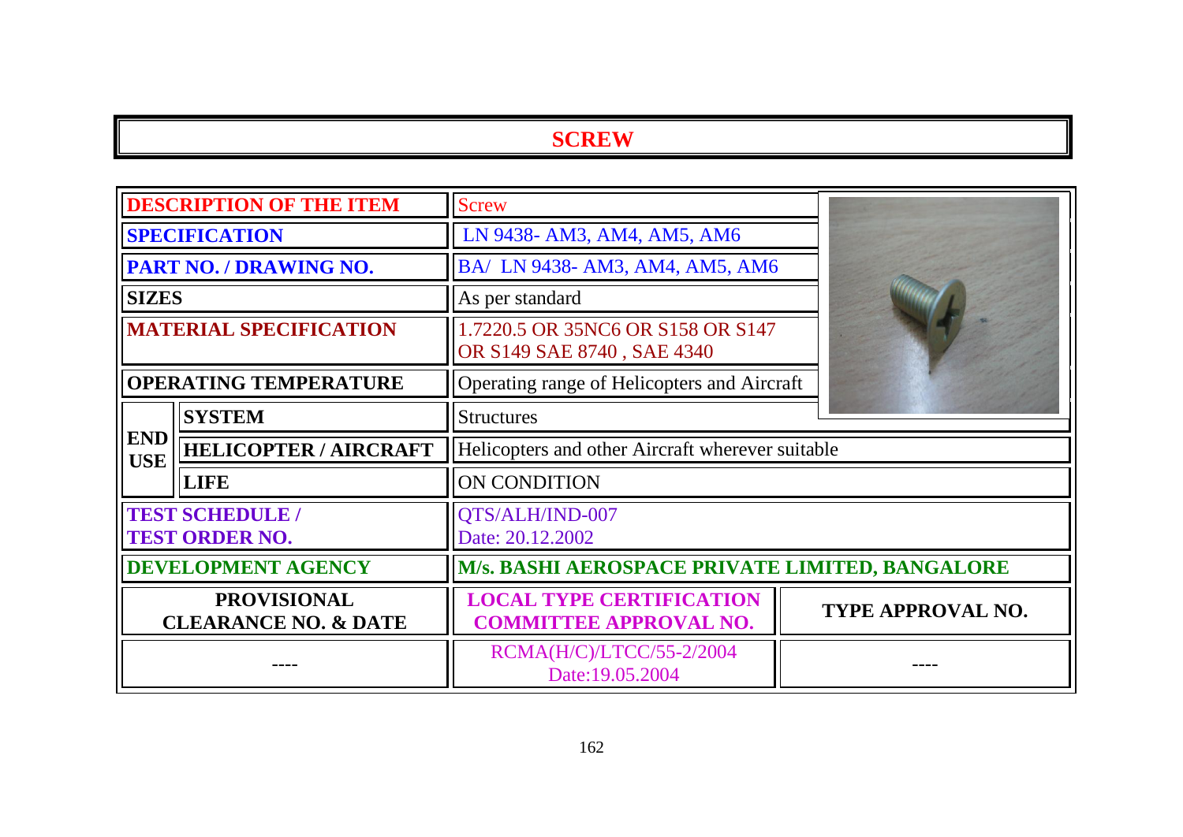# SCREW

| | | | |
|---|---|---|---|
| **DESCRIPTION OF THE ITEM** | | Screw | |
| **SPECIFICATION** | | LN 9438- AM3, AM4, AM5, AM6 | |
| **PART NO. / DRAWING NO.** | | BA/ LN 9438- AM3, AM4, AM5, AM6 | |
| **SIZES** | | As per standard | |
| **MATERIAL SPECIFICATION** | | 1.7220.5 OR 35NC6 OR S158 OR S147 OR S149 SAE 8740 , SAE 4340 | |
| **OPERATING TEMPERATURE** | | Operating range of Helicopters and Aircraft | |
| **END USE** | **SYSTEM** | Structures | |
| | **HELICOPTER / AIRCRAFT** | Helicopters and other Aircraft wherever suitable | |
| | **LIFE** | ON CONDITION | |
| **TEST SCHEDULE / TEST ORDER NO.** | | QTS/ALH/IND-007 Date: 20.12.2002 | |
| **DEVELOPMENT AGENCY** | | **M/s. BASHI AEROSPACE PRIVATE LIMITED, BANGALORE** | |
| **PROVISIONAL CLEARANCE NO. & DATE** | | **LOCAL TYPE CERTIFICATION COMMITTEE APPROVAL NO.** | **TYPE APPROVAL NO.** |
| ---- | | RCMA(H/C)/LTCC/55-2/2004 Date:19.05.2004 | ---- |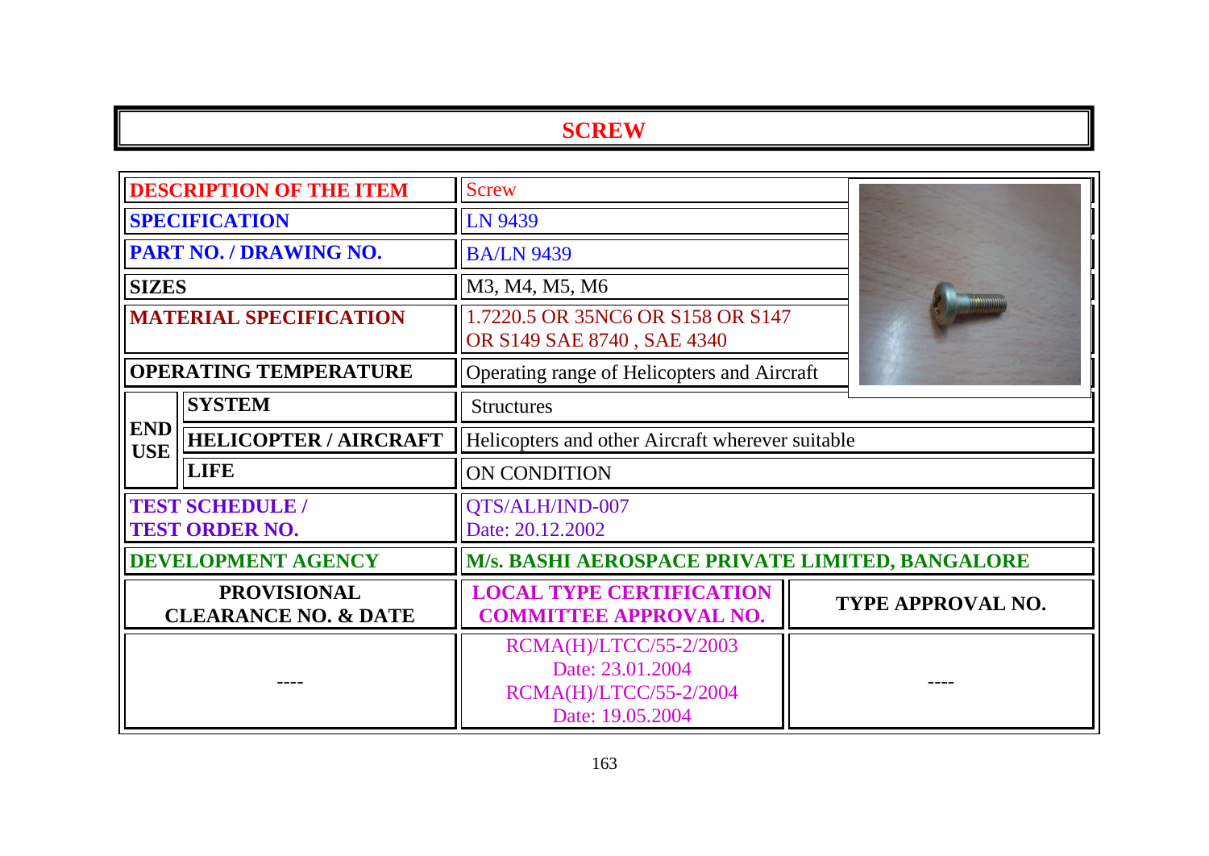# SCREW

| | | |
|---|---|---|
| **DESCRIPTION OF THE ITEM** | Screw | |
| **SPECIFICATION** | LN 9439 | |
| **PART NO. / DRAWING NO.** | BA/LN 9439 | |
| **SIZES** | M3, M4, M5, M6 | |
| **MATERIAL SPECIFICATION** | 1.7220.5 OR 35NC6 OR S158 OR S147 OR S149 SAE 8740 , SAE 4340 | |
| **OPERATING TEMPERATURE** | Operating range of Helicopters and Aircraft | |
| **END USE** – **SYSTEM** | Structures | |
| **END USE** – **HELICOPTER / AIRCRAFT** | Helicopters and other Aircraft wherever suitable | |
| **END USE** – **LIFE** | ON CONDITION | |
| **TEST SCHEDULE / TEST ORDER NO.** | QTS/ALH/IND-007 Date: 20.12.2002 | |
| **DEVELOPMENT AGENCY** | **M/s. BASHI AEROSPACE PRIVATE LIMITED, BANGALORE** | |
| **PROVISIONAL CLEARANCE NO. & DATE** | **LOCAL TYPE CERTIFICATION COMMITTEE APPROVAL NO.** | **TYPE APPROVAL NO.** |
| ---- | RCMA(H)/LTCC/55-2/2003 Date: 23.01.2004 RCMA(H)/LTCC/55-2/2004 Date: 19.05.2004 | ---- |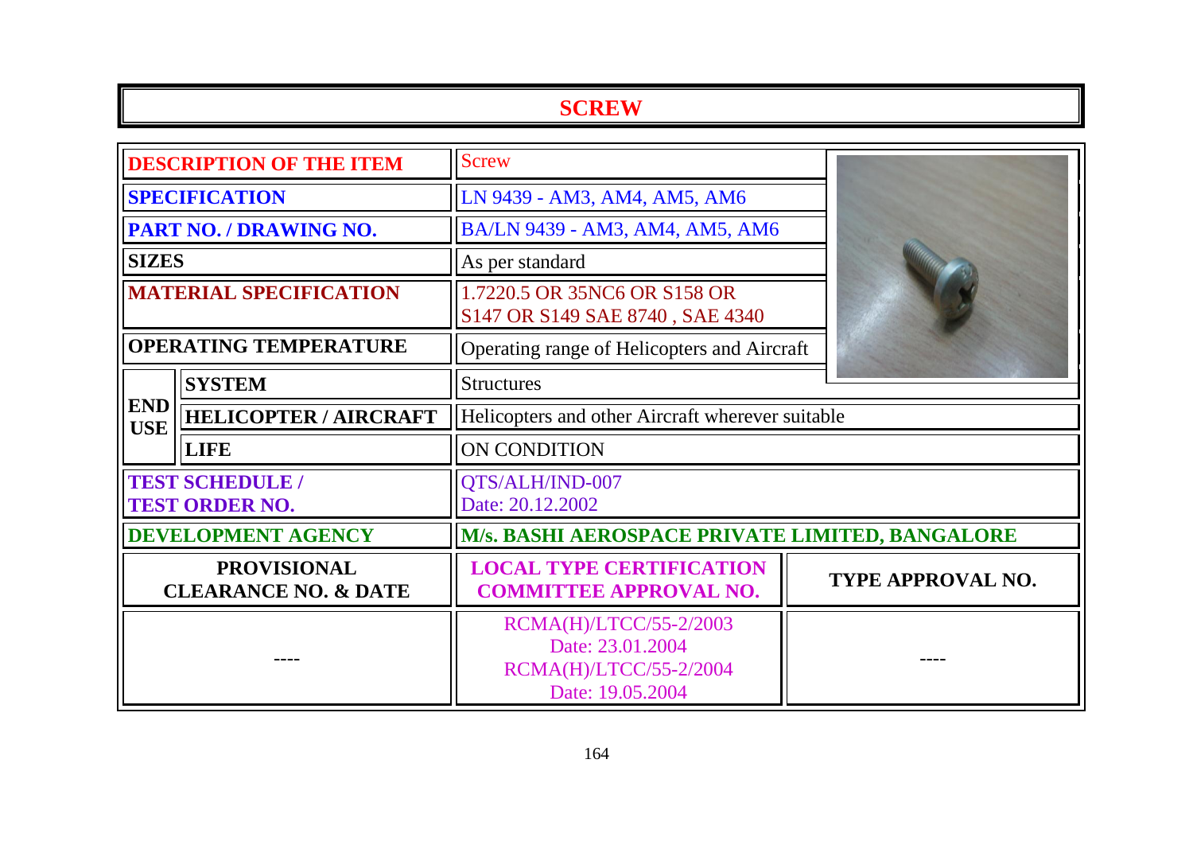# SCREW

| | | | |
|---|---|---|---|
| **DESCRIPTION OF THE ITEM** | | Screw | |
| **SPECIFICATION** | | LN 9439 - AM3, AM4, AM5, AM6 | |
| **PART NO. / DRAWING NO.** | | BA/LN 9439 - AM3, AM4, AM5, AM6 | |
| **SIZES** | | As per standard | |
| **MATERIAL SPECIFICATION** | | 1.7220.5 OR 35NC6 OR S158 OR S147 OR S149 SAE 8740 , SAE 4340 | |
| **OPERATING TEMPERATURE** | | Operating range of Helicopters and Aircraft | |
| **END USE** | **SYSTEM** | Structures | |
| | **HELICOPTER / AIRCRAFT** | Helicopters and other Aircraft wherever suitable | |
| | **LIFE** | ON CONDITION | |
| **TEST SCHEDULE / TEST ORDER NO.** | | QTS/ALH/IND-007<br>Date: 20.12.2002 | |
| **DEVELOPMENT AGENCY** | | **M/s. BASHI AEROSPACE PRIVATE LIMITED, BANGALORE** | |
| **PROVISIONAL CLEARANCE NO. & DATE** | | **LOCAL TYPE CERTIFICATION COMMITTEE APPROVAL NO.** | **TYPE APPROVAL NO.** |
| ---- | | RCMA(H)/LTCC/55-2/2003<br>Date: 23.01.2004<br>RCMA(H)/LTCC/55-2/2004<br>Date: 19.05.2004 | ---- |